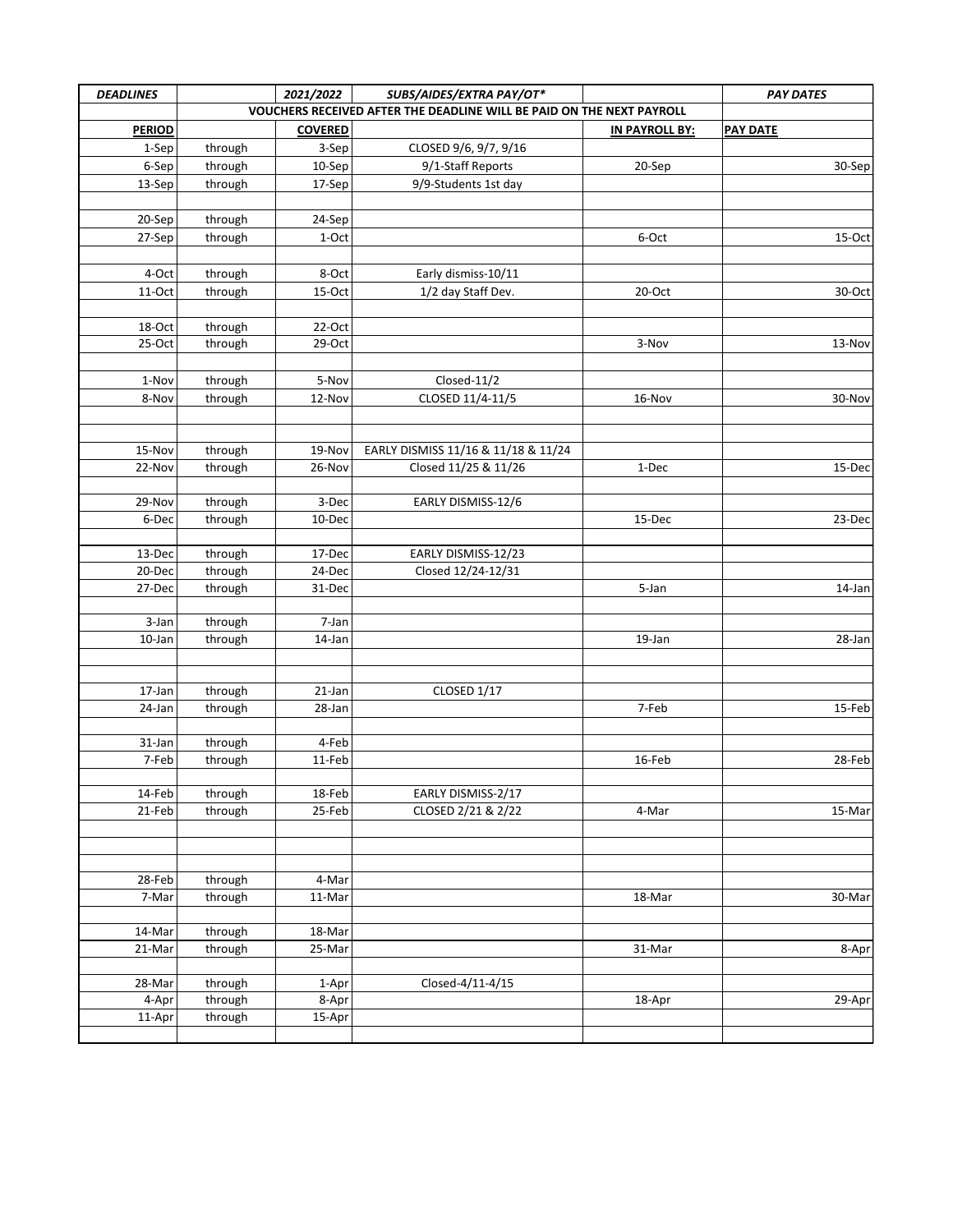| *DEADLINES* | | *2021/2022* | *SUBS/AIDES/EXTRA PAY/OT** | | *PAY DATES* |
|---|---|---|---|---|---|
| | **VOUCHERS RECEIVED AFTER THE DEADLINE WILL BE PAID ON THE NEXT PAYROLL** | | | | |
| **PERIOD** | | **COVERED** | | **IN PAYROLL BY:** | **PAY DATE** |
| 1-Sep | through | 3-Sep | CLOSED 9/6, 9/7, 9/16 | | |
| 6-Sep | through | 10-Sep | 9/1-Staff Reports | 20-Sep | 30-Sep |
| 13-Sep | through | 17-Sep | 9/9-Students 1st day | | |
| | | | | | |
| 20-Sep | through | 24-Sep | | | |
| 27-Sep | through | 1-Oct | | 6-Oct | 15-Oct |
| | | | | | |
| 4-Oct | through | 8-Oct | Early dismiss-10/11 | | |
| 11-Oct | through | 15-Oct | 1/2 day Staff Dev. | 20-Oct | 30-Oct |
| | | | | | |
| 18-Oct | through | 22-Oct | | | |
| 25-Oct | through | 29-Oct | | 3-Nov | 13-Nov |
| | | | | | |
| 1-Nov | through | 5-Nov | Closed-11/2 | | |
| 8-Nov | through | 12-Nov | CLOSED 11/4-11/5 | 16-Nov | 30-Nov |
| | | | | | |
| | | | | | |
| 15-Nov | through | 19-Nov | EARLY DISMISS 11/16 & 11/18 & 11/24 | | |
| 22-Nov | through | 26-Nov | Closed 11/25 & 11/26 | 1-Dec | 15-Dec |
| | | | | | |
| 29-Nov | through | 3-Dec | EARLY DISMISS-12/6 | | |
| 6-Dec | through | 10-Dec | | 15-Dec | 23-Dec |
| | | | | | |
| 13-Dec | through | 17-Dec | EARLY DISMISS-12/23 | | |
| 20-Dec | through | 24-Dec | Closed 12/24-12/31 | | |
| 27-Dec | through | 31-Dec | | 5-Jan | 14-Jan |
| | | | | | |
| 3-Jan | through | 7-Jan | | | |
| 10-Jan | through | 14-Jan | | 19-Jan | 28-Jan |
| | | | | | |
| | | | | | |
| 17-Jan | through | 21-Jan | CLOSED 1/17 | | |
| 24-Jan | through | 28-Jan | | 7-Feb | 15-Feb |
| | | | | | |
| 31-Jan | through | 4-Feb | | | |
| 7-Feb | through | 11-Feb | | 16-Feb | 28-Feb |
| | | | | | |
| 14-Feb | through | 18-Feb | EARLY DISMISS-2/17 | | |
| 21-Feb | through | 25-Feb | CLOSED 2/21 & 2/22 | 4-Mar | 15-Mar |
| | | | | | |
| | | | | | |
| | | | | | |
| 28-Feb | through | 4-Mar | | | |
| 7-Mar | through | 11-Mar | | 18-Mar | 30-Mar |
| | | | | | |
| 14-Mar | through | 18-Mar | | | |
| 21-Mar | through | 25-Mar | | 31-Mar | 8-Apr |
| | | | | | |
| 28-Mar | through | 1-Apr | Closed-4/11-4/15 | | |
| 4-Apr | through | 8-Apr | | 18-Apr | 29-Apr |
| 11-Apr | through | 15-Apr | | | |
| | | | | | |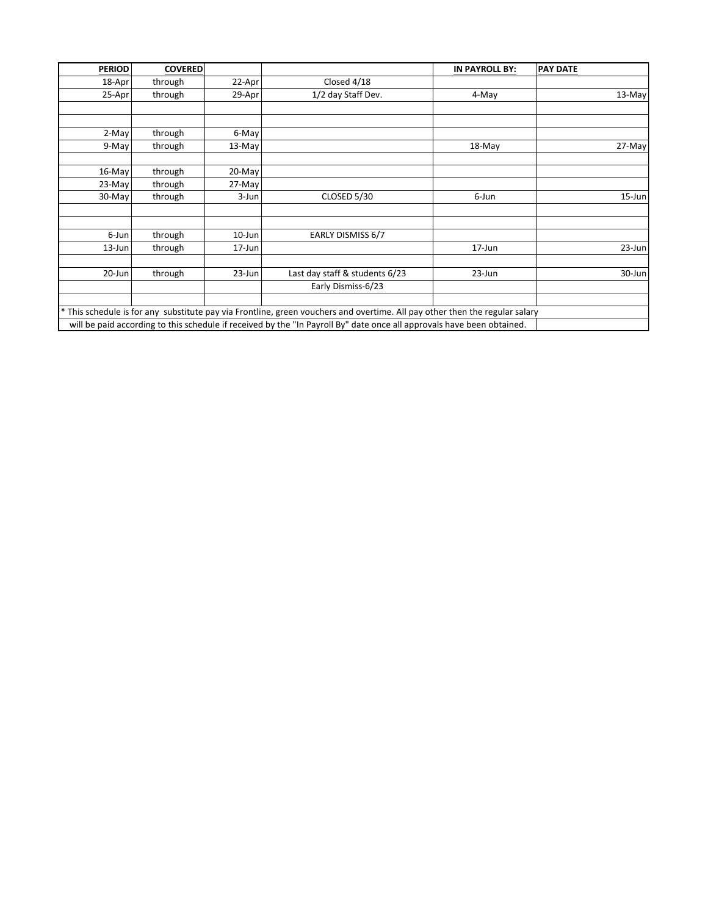| PERIOD | COVERED | | | IN PAYROLL BY: | PAY DATE |
|---|---|---|---|---|---|
| 18-Apr | through | 22-Apr | Closed 4/18 | | |
| 25-Apr | through | 29-Apr | 1/2 day Staff Dev. | 4-May | 13-May |
| | | | | | |
| | | | | | |
| 2-May | through | 6-May | | | |
| 9-May | through | 13-May | | 18-May | 27-May |
| | | | | | |
| 16-May | through | 20-May | | | |
| 23-May | through | 27-May | | | |
| 30-May | through | 3-Jun | CLOSED 5/30 | 6-Jun | 15-Jun |
| | | | | | |
| | | | | | |
| 6-Jun | through | 10-Jun | EARLY DISMISS 6/7 | | |
| 13-Jun | through | 17-Jun | | 17-Jun | 23-Jun |
| | | | | | |
| 20-Jun | through | 23-Jun | Last day staff & students 6/23 | 23-Jun | 30-Jun |
| | | | Early Dismiss-6/23 | | |
| | | | | | |

* This schedule is for any substitute pay via Frontline, green vouchers and overtime. All pay other then the regular salary will be paid according to this schedule if received by the "In Payroll By" date once all approvals have been obtained.